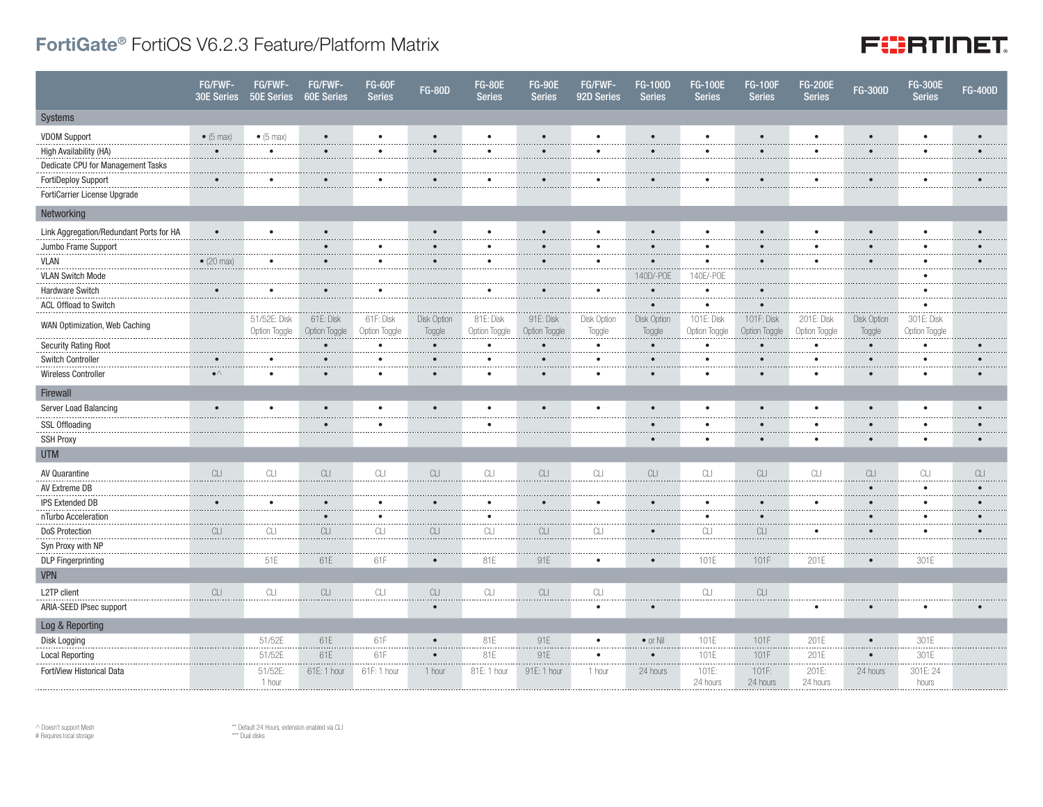# FortiGate® FortiOS V6.2.3 Feature/Platform Matrix

| | FG/FWF-30E Series | FG/FWF-50E Series | FG/FWF-60E Series | FG-60F Series | FG-80D | FG-80E Series | FG-90E Series | FG/FWF-92D Series | FG-100D Series | FG-100E Series | FG-100F Series | FG-200E Series | FG-300D | FG-300E Series | FG-400D |
|---|---|---|---|---|---|---|---|---|---|---|---|---|---|---|---|
| **Systems** | | | | | | | | | | | | | | | |
| VDOM Support | • (5 max) | • (5 max) | • | • | • | • | • | • | • | • | • | • | • | • | • |
| High Availability (HA) | • | • | • | • | • | • | • | • | • | • | • | • | • | • | • |
| Dedicate CPU for Management Tasks | | | | | | | | | | | | | | | |
| FortiDeploy Support | • | • | • | • | • | • | • | • | • | • | • | • | • | • | • |
| FortiCarrier License Upgrade | | | | | | | | | | | | | | | |
| **Networking** | | | | | | | | | | | | | | | |
| Link Aggregation/Redundant Ports for HA | • | • | • | | • | • | • | • | • | • | • | • | • | • | • |
| Jumbo Frame Support | | | • | • | • | • | • | • | • | • | • | • | • | • | • |
| VLAN | • (20 max) | • | • | • | • | • | • | • | • | • | • | • | • | • | • |
| VLAN Switch Mode | | | | | | | | | 140D/-POE | 140E/-POE | | | | • | |
| Hardware Switch | • | • | • | • | | • | • | • | • | • | • | | | • | |
| ACL Offload to Switch | | | | | | | | | • | • | • | | | • | |
| WAN Optimization, Web Caching | | 51/52E: Disk Option Toggle | 61E: Disk Option Toggle | 61F: Disk Option Toggle | Disk Option Toggle | 81E: Disk Option Toggle | 91E: Disk Option Toggle | Disk Option Toggle | Disk Option Toggle | 101E: Disk Option Toggle | 101F: Disk Option Toggle | 201E: Disk Option Toggle | Disk Option Toggle | 301E: Disk Option Toggle | |
| Security Rating Root | | | • | • | • | • | • | • | • | • | • | • | • | • | • |
| Switch Controller | • | • | • | • | • | • | • | • | • | • | • | • | • | • | • |
| Wireless Controller | •^ | • | • | • | • | • | • | • | • | • | • | • | • | • | • |
| **Firewall** | | | | | | | | | | | | | | | |
| Server Load Balancing | • | • | • | • | • | • | • | • | • | • | • | • | • | • | • |
| SSL Offloading | | | • | • | | • | | | • | • | • | • | • | • | • |
| SSH Proxy | | | | | | | | | • | • | • | • | • | • | • |
| **UTM** | | | | | | | | | | | | | | | |
| AV Quarantine | CLI | CLI | CLI | CLI | CLI | CLI | CLI | CLI | CLI | CLI | CLI | CLI | CLI | CLI | CLI |
| AV Extreme DB | | | | | | | | | | | | | • | • | • |
| IPS Extended DB | • | • | • | • | • | • | • | • | • | • | • | • | • | • | • |
| nTurbo Acceleration | | | • | • | | • | | | | • | • | | • | • | • |
| DoS Protection | CLI | CLI | CLI | CLI | CLI | CLI | CLI | CLI | • | CLI | CLI | • | • | • | • |
| Syn Proxy with NP | | | | | | | | | | | | | | | |
| DLP Fingerprinting | | 51E | 61E | 61F | • | 81E | 91E | • | • | 101E | 101F | 201E | • | 301E | |
| **VPN** | | | | | | | | | | | | | | | |
| L2TP client | CLI | CLI | CLI | CLI | CLI | CLI | CLI | CLI | | CLI | CLI | | | | |
| ARIA-SEED IPsec support | | | | | • | | | • | • | | | • | • | • | • |
| **Log & Reporting** | | | | | | | | | | | | | | | |
| Disk Logging | | 51/52E | 61E | 61F | • | 81E | 91E | • | • or Nil | 101E | 101F | 201E | • | 301E | |
| Local Reporting | | 51/52E | 61E | 61F | • | 81E | 91E | • | • | 101E | 101F | 201E | • | 301E | |
| FortiView Historical Data | | 51/52E: 1 hour | 61E: 1 hour | 61F: 1 hour | 1 hour | 81E: 1 hour | 91E: 1 hour | 1 hour | 24 hours | 101E: 24 hours | 101F: 24 hours | 201E: 24 hours | 24 hours | 301E: 24 hours | |

^ Doesn't support Mesh
# Requires local storage

** Default 24 Hours, extension enabled via CLI
*** Dual disks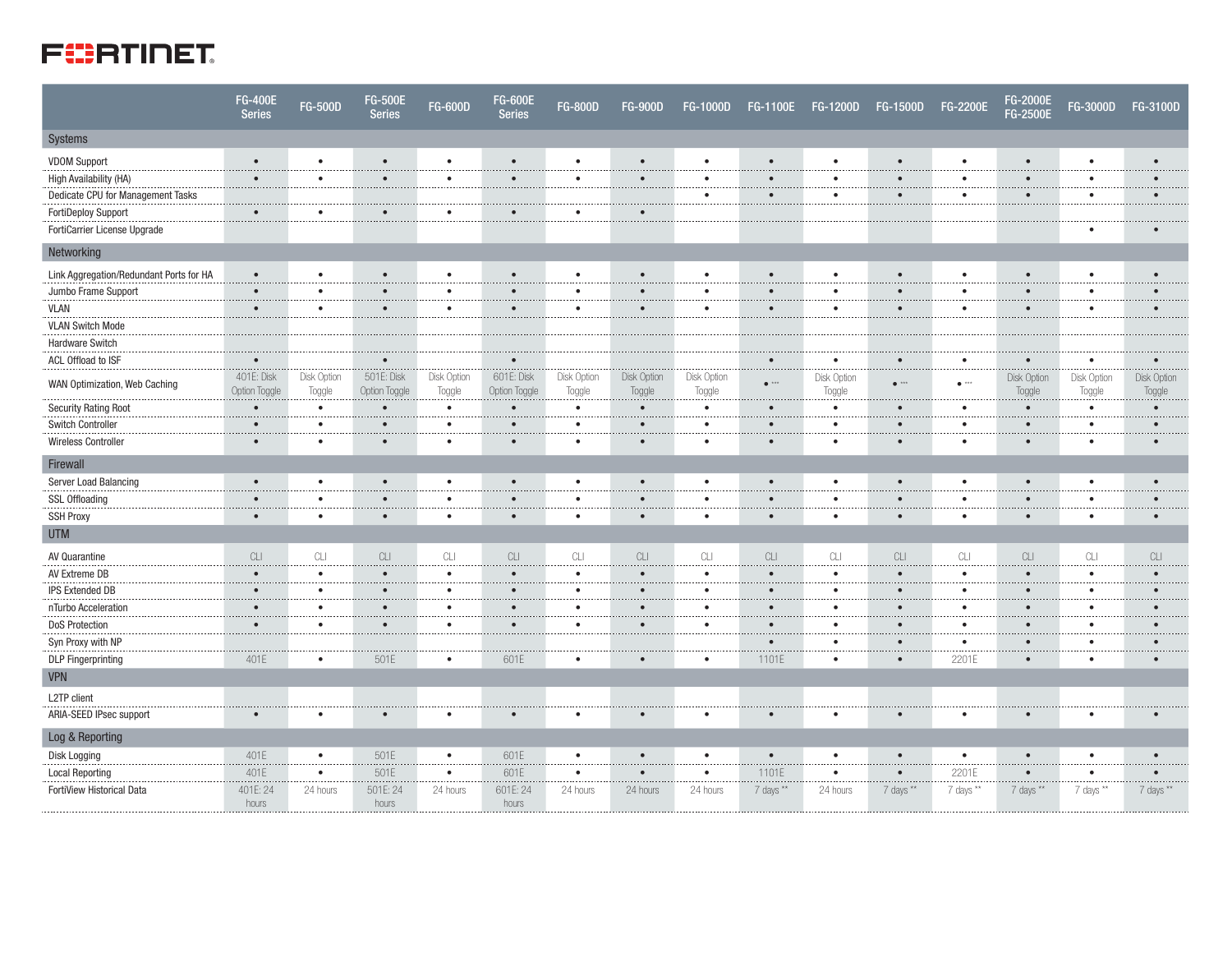|  | FG-400E Series | FG-500D | FG-500E Series | FG-600D | FG-600E Series | FG-800D | FG-900D | FG-1000D | FG-1100E | FG-1200D | FG-1500D | FG-2200E | FG-2000E FG-2500E | FG-3000D | FG-3100D |
|---|---|---|---|---|---|---|---|---|---|---|---|---|---|---|---|
| **Systems** | | | | | | | | | | | | | | | |
| VDOM Support | • | • | • | • | • | • | • | • | • | • | • | • | • | • | • |
| High Availability (HA) | • | • | • | • | • | • | • | • | • | • | • | • | • | • | • |
| Dedicate CPU for Management Tasks | | | | | | | | • | • | • | • | • | • | • | • |
| FortiDeploy Support | • | • | • | • | • | • | • | | | | | | | | |
| FortiCarrier License Upgrade | | | | | | | | | | | | | | • | • |
| **Networking** | | | | | | | | | | | | | | | |
| Link Aggregation/Redundant Ports for HA | • | • | • | • | • | • | • | • | • | • | • | • | • | • | • |
| Jumbo Frame Support | • | • | • | • | • | • | • | • | • | • | • | • | • | • | • |
| VLAN | • | • | • | • | • | • | • | • | • | • | • | • | • | • | • |
| VLAN Switch Mode | | | | | | | | | | | | | | | |
| Hardware Switch | | | | | | | | | | | | | | | |
| ACL Offload to ISF | • | | • | | • | | | | • | • | • | • | • | • | • |
| WAN Optimization, Web Caching | 401E: Disk Option Toggle | Disk Option Toggle | 501E: Disk Option Toggle | Disk Option Toggle | 601E: Disk Option Toggle | Disk Option Toggle | Disk Option Toggle | Disk Option Toggle | • *** | Disk Option Toggle | • *** | • *** | Disk Option Toggle | Disk Option Toggle | Disk Option Toggle |
| Security Rating Root | • | • | • | • | • | • | • | • | • | • | • | • | • | • | • |
| Switch Controller | • | • | • | • | • | • | • | • | • | • | • | • | • | • | • |
| Wireless Controller | • | • | • | • | • | • | • | • | • | • | • | • | • | • | • |
| **Firewall** | | | | | | | | | | | | | | | |
| Server Load Balancing | • | • | • | • | • | • | • | • | • | • | • | • | • | • | • |
| SSL Offloading | • | • | • | • | • | • | • | • | • | • | • | • | • | • | • |
| SSH Proxy | • | • | • | • | • | • | • | • | • | • | • | • | • | • | • |
| **UTM** | | | | | | | | | | | | | | | |
| AV Quarantine | CLI | CLI | CLI | CLI | CLI | CLI | CLI | CLI | CLI | CLI | CLI | CLI | CLI | CLI | CLI |
| AV Extreme DB | • | • | • | • | • | • | • | • | • | • | • | • | • | • | • |
| IPS Extended DB | • | • | • | • | • | • | • | • | • | • | • | • | • | • | • |
| nTurbo Acceleration | • | • | • | • | • | • | • | • | • | • | • | • | • | • | • |
| DoS Protection | • | • | • | • | • | • | • | • | • | • | • | • | • | • | • |
| Syn Proxy with NP | | | | | | | | | • | • | • | • | • | • | • |
| DLP Fingerprinting | 401E | • | 501E | • | 601E | • | • | • | 1101E | • | • | 2201E | • | • | • |
| **VPN** | | | | | | | | | | | | | | | |
| L2TP client | | | | | | | | | | | | | | | |
| ARIA-SEED IPsec support | • | • | • | • | • | • | • | • | • | • | • | • | • | • | • |
| **Log & Reporting** | | | | | | | | | | | | | | | |
| Disk Logging | 401E | • | 501E | • | 601E | • | • | • | • | • | • | • | • | • | • |
| Local Reporting | 401E | • | 501E | • | 601E | • | • | • | 1101E | • | • | 2201E | • | • | • |
| FortiView Historical Data | 401E: 24 hours | 24 hours | 501E: 24 hours | 24 hours | 601E: 24 hours | 24 hours | 24 hours | 24 hours | 7 days ** | 24 hours | 7 days ** | 7 days ** | 7 days ** | 7 days ** | 7 days ** |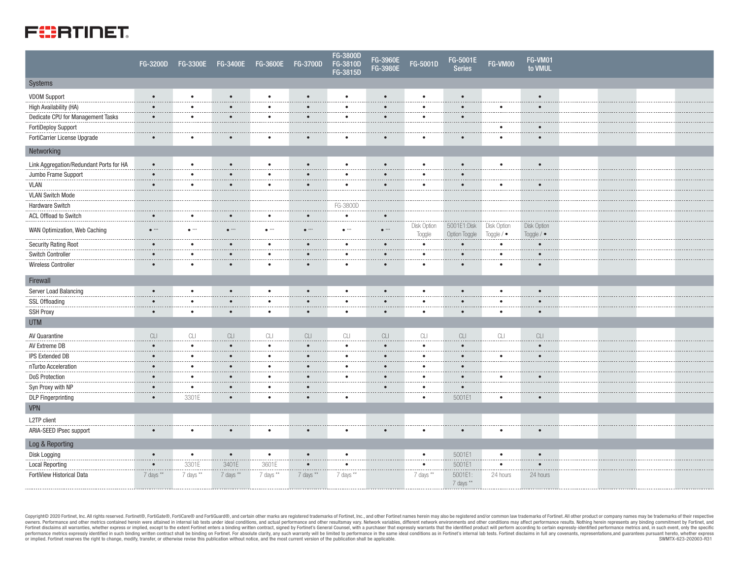| | FG-3200D | FG-3300E | FG-3400E | FG-3600E | FG-3700D | FG-3800D FG-3810D FG-3815D | FG-3960E FG-3980E | FG-5001D | FG-5001E Series | FG-VM00 | FG-VM01 to VMUL |
|---|---|---|---|---|---|---|---|---|---|---|---|
| **Systems** | | | | | | | | | | | |
| VDOM Support | • | • | • | • | • | • | • | • | • | | • |
| High Availability (HA) | • | • | • | • | • | • | • | • | • | • | • |
| Dedicate CPU for Management Tasks | • | • | • | • | • | • | • | • | • | | |
| FortiDeploy Support | | | | | | | | | | • | • |
| FortiCarrier License Upgrade | • | • | • | • | • | • | • | • | • | • | • |
| **Networking** | | | | | | | | | | | |
| Link Aggregation/Redundant Ports for HA | • | • | • | • | • | • | • | • | • | • | • |
| Jumbo Frame Support | • | • | • | • | • | • | • | • | • | | |
| VLAN | • | • | • | • | • | • | • | • | • | • | • |
| VLAN Switch Mode | | | | | | | | | | | |
| Hardware Switch | | | | | | FG-3800D | | | | | |
| ACL Offload to Switch | • | • | • | • | • | • | • | | | | |
| WAN Optimization, Web Caching | • *** | • *** | • *** | • *** | • *** | • *** | • *** | Disk Option Toggle | 5001E1:Disk Option Toggle | Disk Option Toggle / • | Disk Option Toggle / • |
| Security Rating Root | • | • | • | • | • | • | • | • | • | • | • |
| Switch Controller | • | • | • | • | • | • | • | • | • | • | • |
| Wireless Controller | • | • | • | • | • | • | • | • | • | • | • |
| **Firewall** | | | | | | | | | | | |
| Server Load Balancing | • | • | • | • | • | • | • | • | • | • | • |
| SSL Offloading | • | • | • | • | • | • | • | • | • | • | • |
| SSH Proxy | • | • | • | • | • | • | • | • | • | • | • |
| **UTM** | | | | | | | | | | | |
| AV Quarantine | CLI | CLI | CLI | CLI | CLI | CLI | CLI | CLI | CLI | CLI | CLI |
| AV Extreme DB | • | • | • | • | • | • | • | • | • | | • |
| IPS Extended DB | • | • | • | • | • | • | • | • | • | • | • |
| nTurbo Acceleration | • | • | • | • | • | • | • | • | • | | |
| DoS Protection | • | • | • | • | • | • | • | • | • | • | • |
| Syn Proxy with NP | • | • | • | • | • | | • | • | • | | |
| DLP Fingerprinting | • | 3301E | • | • | • | • | | • | 5001E1 | • | • |
| **VPN** | | | | | | | | | | | |
| L2TP client | | | | | | | | | | | |
| ARIA-SEED IPsec support | • | • | • | • | • | • | • | • | • | • | • |
| **Log & Reporting** | | | | | | | | | | | |
| Disk Logging | • | • | • | • | • | • | | • | 5001E1 | • | • |
| Local Reporting | • | 3301E | 3401E | 3601E | • | • | | • | 5001E1 | • | • |
| FortiView Historical Data | 7 days ** | 7 days ** | 7 days ** | 7 days ** | 7 days ** | 7 days ** | | 7 days ** | 5001E1: 7 days ** | 24 hours | 24 hours |

Copyright© 2020 Fortinet, Inc. All rights reserved. Fortinet®, FortiGate®, FortiCare® and FortiGuard®, and certain other marks are registered trademarks of Fortinet, Inc., and other Fortinet names herein may also be registered and/or common law trademarks of Fortinet. All other product or company names may be trademarks of their respective owners. Performance and other metrics contained herein were attained in internal lab tests under ideal conditions, and actual performance and other resultsmay vary. Network variables, different network environments and other conditions may affect performance results. Nothing herein represents any binding commitment by Fortinet, and Fortinet disclaims all warranties, whether express or implied, except to the extent Fortinet enters a binding written contract, signed by Fortinet's General Counsel, with a purchaser that expressly warrants that the identified product will perform according to certain expressly-identified performance metrics and, in such event, only the specific performance metrics expressly identified in such binding written contract shall be binding on Fortinet. For absolute clarity, any such warranty will be limited to performance in the same ideal conditions as in Fortinet's internal lab tests. Fortinet disclaims in full any covenants, representations,and guarantees pursuant hereto, whether express or implied. Fortinet reserves the right to change, modify, transfer, or otherwise revise this publication without notice, and the most current version of the publication shall be applicable.

SWMTX-623-202003-R31